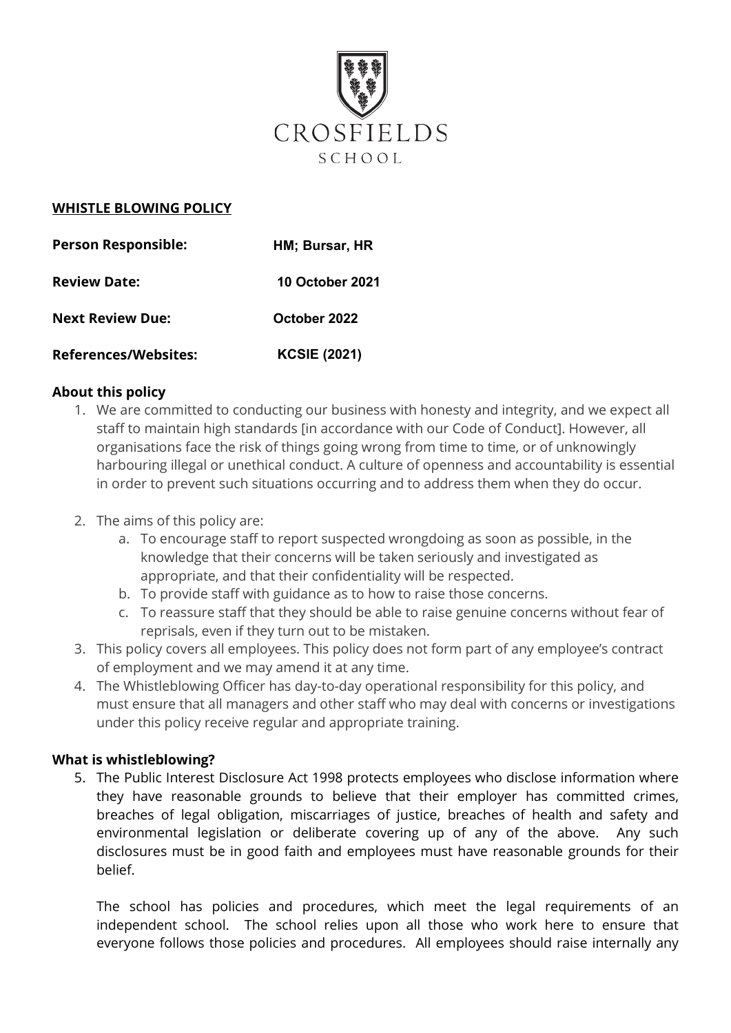CROSFIELDS

SCHOOL

**WHISTLE BLOWING POLICY**

| | |
|---|---|
| **Person Responsible:** | **HM; Bursar, HR** |
| **Review Date:** | **10 October 2021** |
| **Next Review Due:** | **October 2022** |
| **References/Websites:** | **KCSIE (2021)** |

**About this policy**

1. We are committed to conducting our business with honesty and integrity, and we expect all staff to maintain high standards [in accordance with our Code of Conduct]. However, all organisations face the risk of things going wrong from time to time, or of unknowingly harbouring illegal or unethical conduct. A culture of openness and accountability is essential in order to prevent such situations occurring and to address them when they do occur.
2. The aims of this policy are:
   a. To encourage staff to report suspected wrongdoing as soon as possible, in the knowledge that their concerns will be taken seriously and investigated as appropriate, and that their confidentiality will be respected.
   b. To provide staff with guidance as to how to raise those concerns.
   c. To reassure staff that they should be able to raise genuine concerns without fear of reprisals, even if they turn out to be mistaken.
3. This policy covers all employees. This policy does not form part of any employee's contract of employment and we may amend it at any time.
4. The Whistleblowing Officer has day-to-day operational responsibility for this policy, and must ensure that all managers and other staff who may deal with concerns or investigations under this policy receive regular and appropriate training.

**What is whistleblowing?**

5. The Public Interest Disclosure Act 1998 protects employees who disclose information where they have reasonable grounds to believe that their employer has committed crimes, breaches of legal obligation, miscarriages of justice, breaches of health and safety and environmental legislation or deliberate covering up of any of the above. Any such disclosures must be in good faith and employees must have reasonable grounds for their belief.

   The school has policies and procedures, which meet the legal requirements of an independent school. The school relies upon all those who work here to ensure that everyone follows those policies and procedures. All employees should raise internally any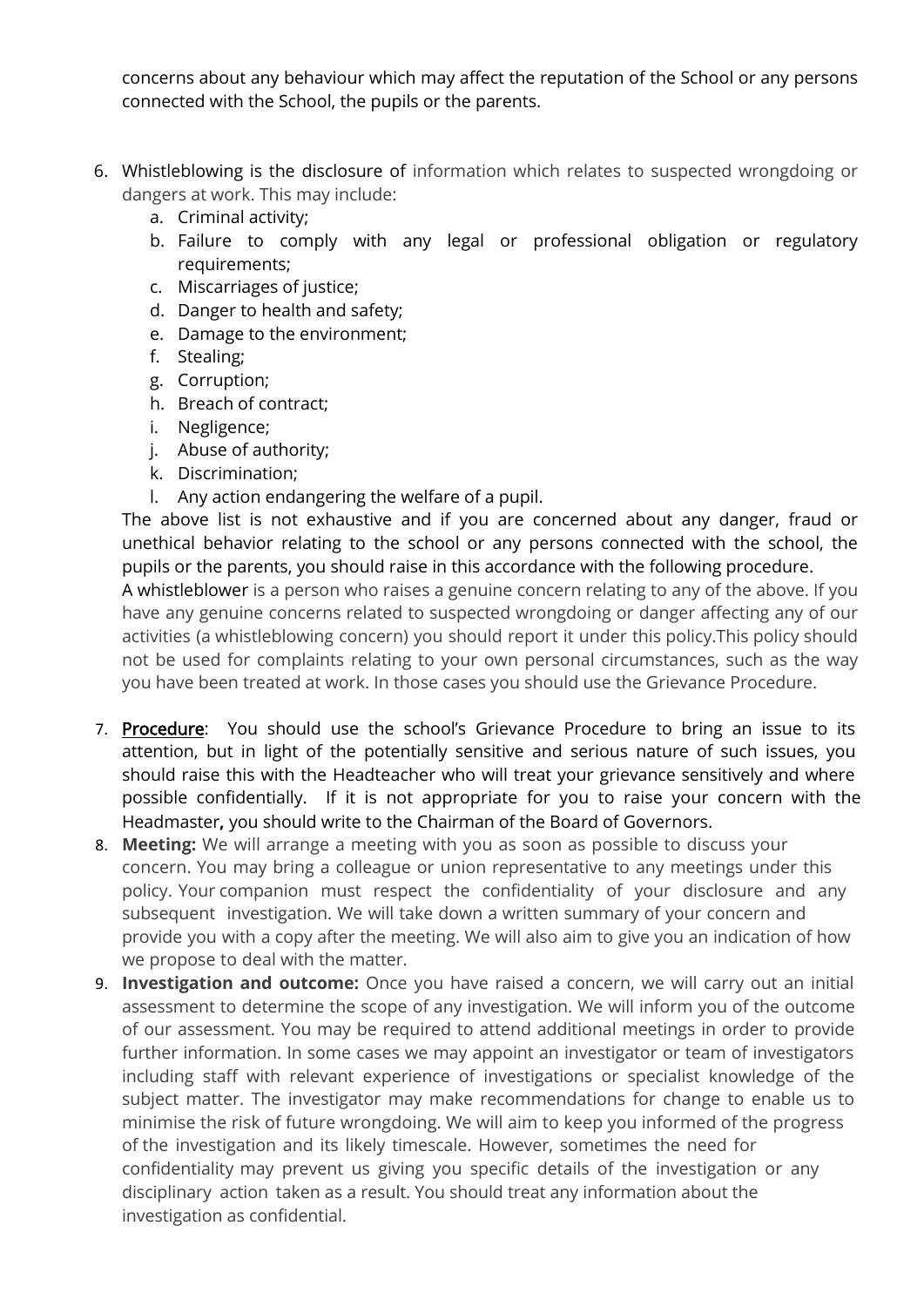concerns about any behaviour which may affect the reputation of the School or any persons connected with the School, the pupils or the parents.

6. Whistleblowing is the disclosure of information which relates to suspected wrongdoing or dangers at work. This may include:
    a. Criminal activity;
    b. Failure to comply with any legal or professional obligation or regulatory requirements;
    c. Miscarriages of justice;
    d. Danger to health and safety;
    e. Damage to the environment;
    f. Stealing;
    g. Corruption;
    h. Breach of contract;
    i. Negligence;
    j. Abuse of authority;
    k. Discrimination;
    l. Any action endangering the welfare of a pupil.

   The above list is not exhaustive and if you are concerned about any danger, fraud or unethical behavior relating to the school or any persons connected with the school, the pupils or the parents, you should raise in this accordance with the following procedure.

   A whistleblower is a person who raises a genuine concern relating to any of the above. If you have any genuine concerns related to suspected wrongdoing or danger affecting any of our activities (a whistleblowing concern) you should report it under this policy.This policy should not be used for complaints relating to your own personal circumstances, such as the way you have been treated at work. In those cases you should use the Grievance Procedure.

7. <u>Procedure</u>: You should use the school's Grievance Procedure to bring an issue to its attention, but in light of the potentially sensitive and serious nature of such issues, you should raise this with the Headteacher who will treat your grievance sensitively and where possible confidentially. If it is not appropriate for you to raise your concern with the Headmaster**,** you should write to the Chairman of the Board of Governors.
8. **Meeting:** We will arrange a meeting with you as soon as possible to discuss your concern. You may bring a colleague or union representative to any meetings under this policy. Your companion must respect the confidentiality of your disclosure and any subsequent investigation. We will take down a written summary of your concern and provide you with a copy after the meeting. We will also aim to give you an indication of how we propose to deal with the matter.
9. **Investigation and outcome:** Once you have raised a concern, we will carry out an initial assessment to determine the scope of any investigation. We will inform you of the outcome of our assessment. You may be required to attend additional meetings in order to provide further information. In some cases we may appoint an investigator or team of investigators including staff with relevant experience of investigations or specialist knowledge of the subject matter. The investigator may make recommendations for change to enable us to minimise the risk of future wrongdoing. We will aim to keep you informed of the progress of the investigation and its likely timescale. However, sometimes the need for confidentiality may prevent us giving you specific details of the investigation or any disciplinary action taken as a result. You should treat any information about the investigation as confidential.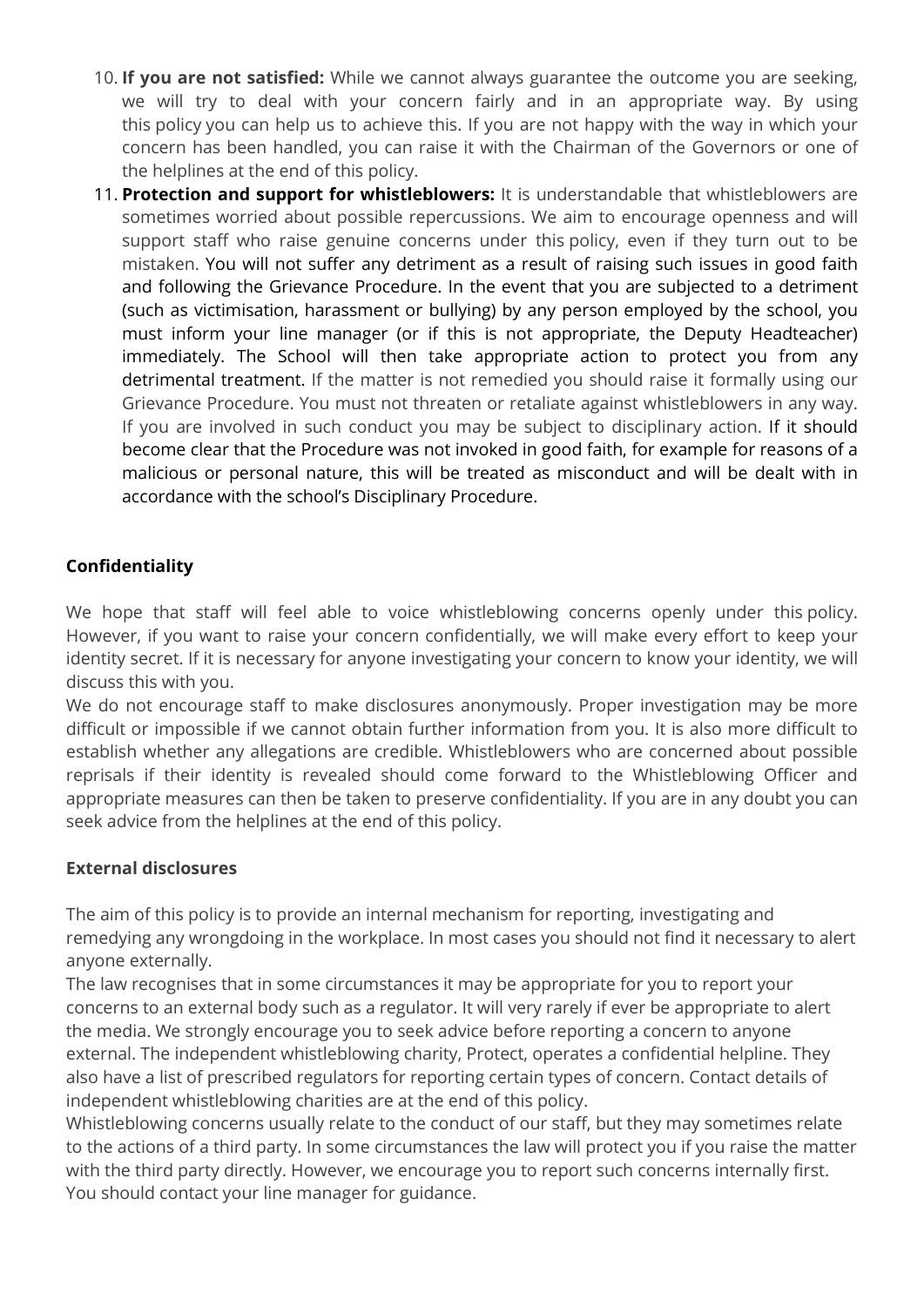10. **If you are not satisfied:** While we cannot always guarantee the outcome you are seeking, we will try to deal with your concern fairly and in an appropriate way. By using this policy you can help us to achieve this. If you are not happy with the way in which your concern has been handled, you can raise it with the Chairman of the Governors or one of the helplines at the end of this policy.
11. **Protection and support for whistleblowers:** It is understandable that whistleblowers are sometimes worried about possible repercussions. We aim to encourage openness and will support staff who raise genuine concerns under this policy, even if they turn out to be mistaken. You will not suffer any detriment as a result of raising such issues in good faith and following the Grievance Procedure. In the event that you are subjected to a detriment (such as victimisation, harassment or bullying) by any person employed by the school, you must inform your line manager (or if this is not appropriate, the Deputy Headteacher) immediately. The School will then take appropriate action to protect you from any detrimental treatment. If the matter is not remedied you should raise it formally using our Grievance Procedure. You must not threaten or retaliate against whistleblowers in any way. If you are involved in such conduct you may be subject to disciplinary action. If it should become clear that the Procedure was not invoked in good faith, for example for reasons of a malicious or personal nature, this will be treated as misconduct and will be dealt with in accordance with the school's Disciplinary Procedure.

**Confidentiality**

We hope that staff will feel able to voice whistleblowing concerns openly under this policy. However, if you want to raise your concern confidentially, we will make every effort to keep your identity secret. If it is necessary for anyone investigating your concern to know your identity, we will discuss this with you.
We do not encourage staff to make disclosures anonymously. Proper investigation may be more difficult or impossible if we cannot obtain further information from you. It is also more difficult to establish whether any allegations are credible. Whistleblowers who are concerned about possible reprisals if their identity is revealed should come forward to the Whistleblowing Officer and appropriate measures can then be taken to preserve confidentiality. If you are in any doubt you can seek advice from the helplines at the end of this policy.

**External disclosures**

The aim of this policy is to provide an internal mechanism for reporting, investigating and remedying any wrongdoing in the workplace. In most cases you should not find it necessary to alert anyone externally.
The law recognises that in some circumstances it may be appropriate for you to report your concerns to an external body such as a regulator. It will very rarely if ever be appropriate to alert the media. We strongly encourage you to seek advice before reporting a concern to anyone external. The independent whistleblowing charity, Protect, operates a confidential helpline. They also have a list of prescribed regulators for reporting certain types of concern. Contact details of independent whistleblowing charities are at the end of this policy.
Whistleblowing concerns usually relate to the conduct of our staff, but they may sometimes relate to the actions of a third party. In some circumstances the law will protect you if you raise the matter with the third party directly. However, we encourage you to report such concerns internally first. You should contact your line manager for guidance.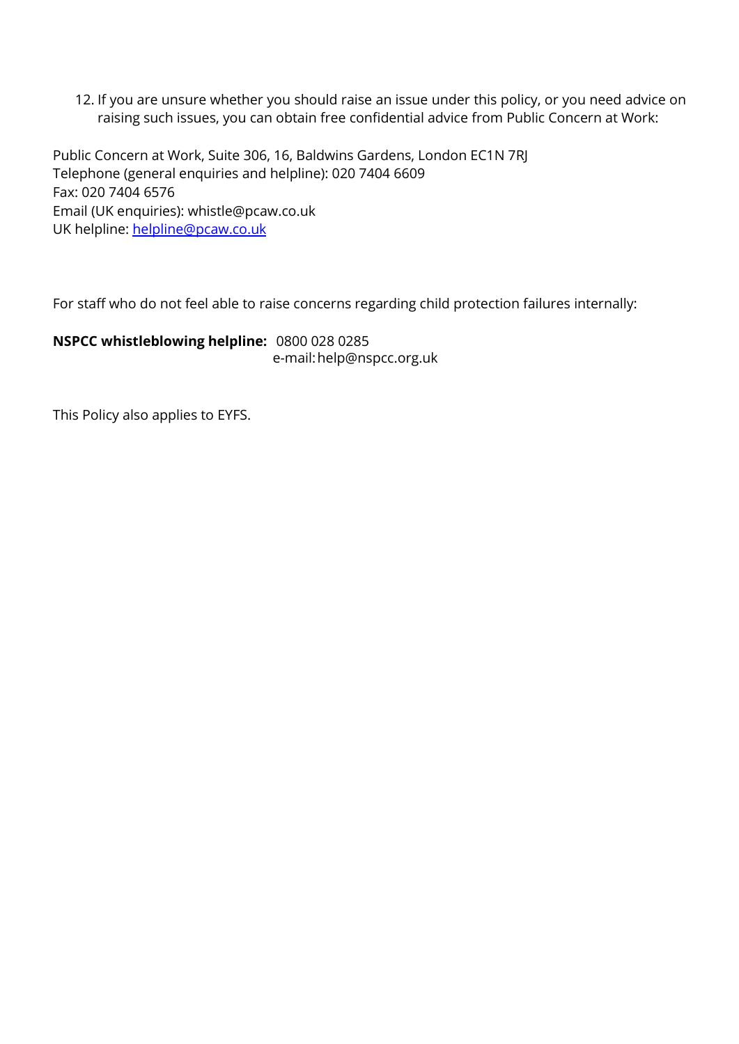12. If you are unsure whether you should raise an issue under this policy, or you need advice on raising such issues, you can obtain free confidential advice from Public Concern at Work:

Public Concern at Work, Suite 306, 16, Baldwins Gardens, London EC1N 7RJ
Telephone (general enquiries and helpline): 020 7404 6609
Fax: 020 7404 6576
Email (UK enquiries): whistle@pcaw.co.uk
UK helpline: helpline@pcaw.co.uk

For staff who do not feel able to raise concerns regarding child protection failures internally:

**NSPCC whistleblowing helpline:** 0800 028 0285
e-mail: help@nspcc.org.uk

This Policy also applies to EYFS.